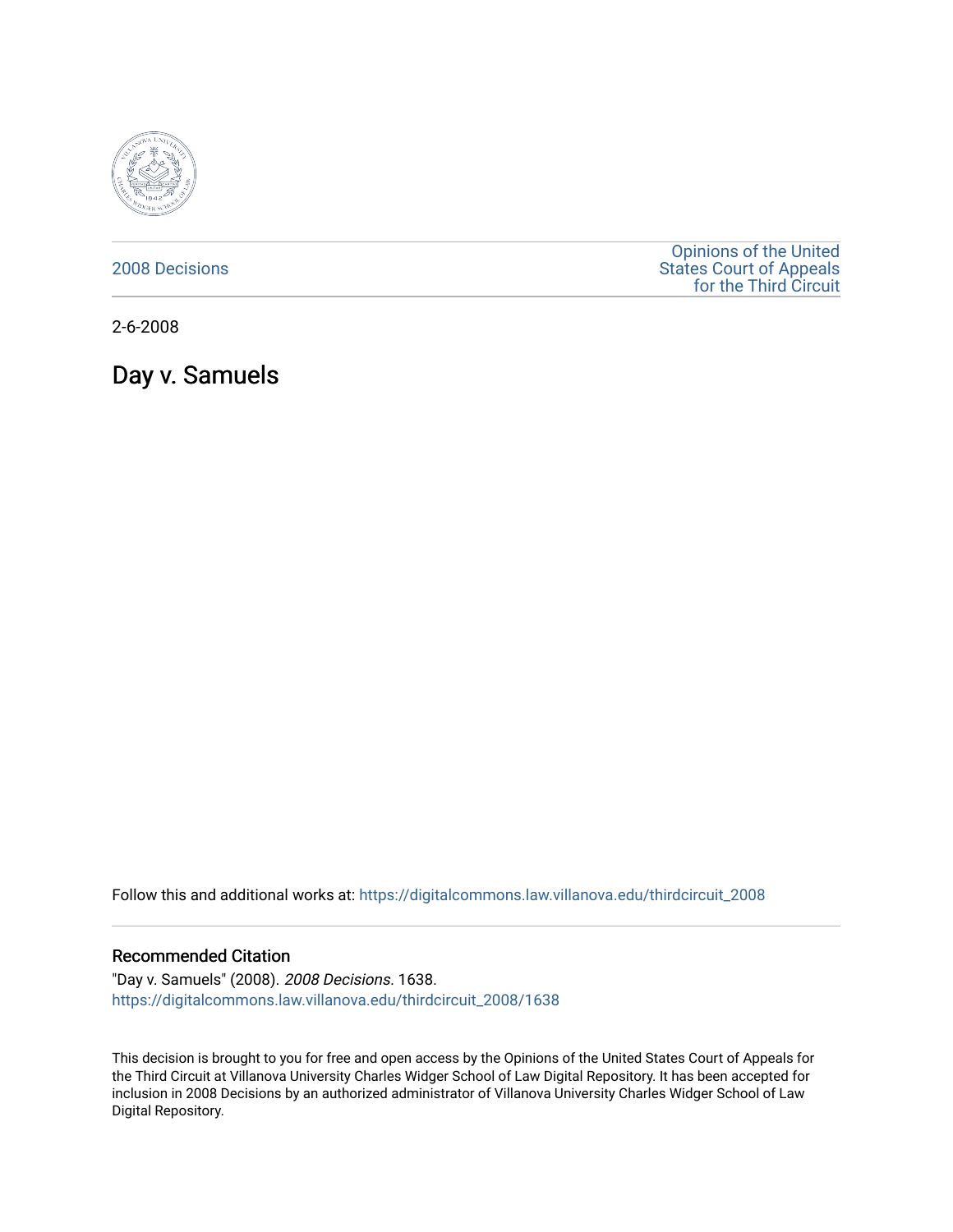2008 Decisions

Opinions of the United States Court of Appeals for the Third Circuit

2-6-2008

# Day v. Samuels

Follow this and additional works at: https://digitalcommons.law.villanova.edu/thirdcircuit_2008

## Recommended Citation

"Day v. Samuels" (2008). *2008 Decisions*. 1638.
https://digitalcommons.law.villanova.edu/thirdcircuit_2008/1638

This decision is brought to you for free and open access by the Opinions of the United States Court of Appeals for the Third Circuit at Villanova University Charles Widger School of Law Digital Repository. It has been accepted for inclusion in 2008 Decisions by an authorized administrator of Villanova University Charles Widger School of Law Digital Repository.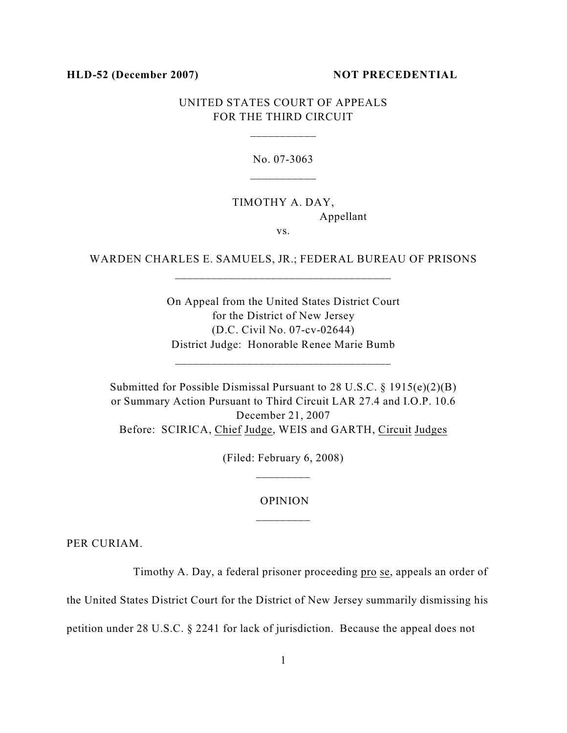**HLD-52 (December 2007)** **NOT PRECEDENTIAL**

UNITED STATES COURT OF APPEALS
FOR THE THIRD CIRCUIT

\_\_\_\_\_\_\_\_\_\_\_

No. 07-3063

\_\_\_\_\_\_\_\_\_\_\_

TIMOTHY A. DAY,
Appellant

vs.

WARDEN CHARLES E. SAMUELS, JR.; FEDERAL BUREAU OF PRISONS

\_\_\_\_\_\_\_\_\_\_\_\_\_\_\_\_\_\_\_\_\_\_\_\_\_\_\_\_\_\_\_\_\_\_\_\_\_\_\_\_

On Appeal from the United States District Court
for the District of New Jersey
(D.C. Civil No. 07-cv-02644)
District Judge: Honorable Renee Marie Bumb

\_\_\_\_\_\_\_\_\_\_\_\_\_\_\_\_\_\_\_\_\_\_\_\_\_\_\_\_\_\_\_\_\_\_\_\_\_\_\_\_

Submitted for Possible Dismissal Pursuant to 28 U.S.C. § 1915(e)(2)(B)
or Summary Action Pursuant to Third Circuit LAR 27.4 and I.O.P. 10.6
December 21, 2007
Before: SCIRICA, Chief Judge, WEIS and GARTH, Circuit Judges

(Filed: February 6, 2008)

\_\_\_\_\_\_\_\_\_

OPINION

\_\_\_\_\_\_\_\_\_

PER CURIAM.

Timothy A. Day, a federal prisoner proceeding pro se, appeals an order of the United States District Court for the District of New Jersey summarily dismissing his petition under 28 U.S.C. § 2241 for lack of jurisdiction. Because the appeal does not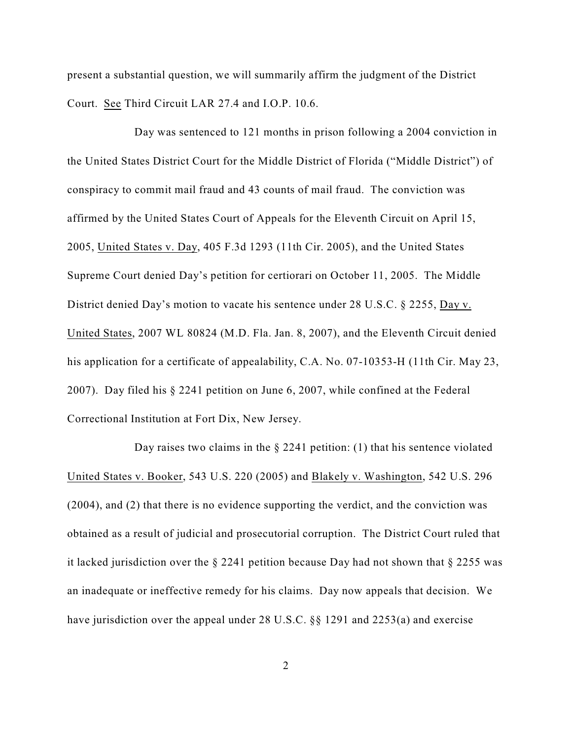present a substantial question, we will summarily affirm the judgment of the District Court. See Third Circuit LAR 27.4 and I.O.P. 10.6.

Day was sentenced to 121 months in prison following a 2004 conviction in the United States District Court for the Middle District of Florida ("Middle District") of conspiracy to commit mail fraud and 43 counts of mail fraud. The conviction was affirmed by the United States Court of Appeals for the Eleventh Circuit on April 15, 2005, United States v. Day, 405 F.3d 1293 (11th Cir. 2005), and the United States Supreme Court denied Day's petition for certiorari on October 11, 2005. The Middle District denied Day's motion to vacate his sentence under 28 U.S.C. § 2255, Day v. United States, 2007 WL 80824 (M.D. Fla. Jan. 8, 2007), and the Eleventh Circuit denied his application for a certificate of appealability, C.A. No. 07-10353-H (11th Cir. May 23, 2007). Day filed his § 2241 petition on June 6, 2007, while confined at the Federal Correctional Institution at Fort Dix, New Jersey.

Day raises two claims in the § 2241 petition: (1) that his sentence violated United States v. Booker, 543 U.S. 220 (2005) and Blakely v. Washington, 542 U.S. 296 (2004), and (2) that there is no evidence supporting the verdict, and the conviction was obtained as a result of judicial and prosecutorial corruption. The District Court ruled that it lacked jurisdiction over the § 2241 petition because Day had not shown that § 2255 was an inadequate or ineffective remedy for his claims. Day now appeals that decision. We have jurisdiction over the appeal under 28 U.S.C. §§ 1291 and 2253(a) and exercise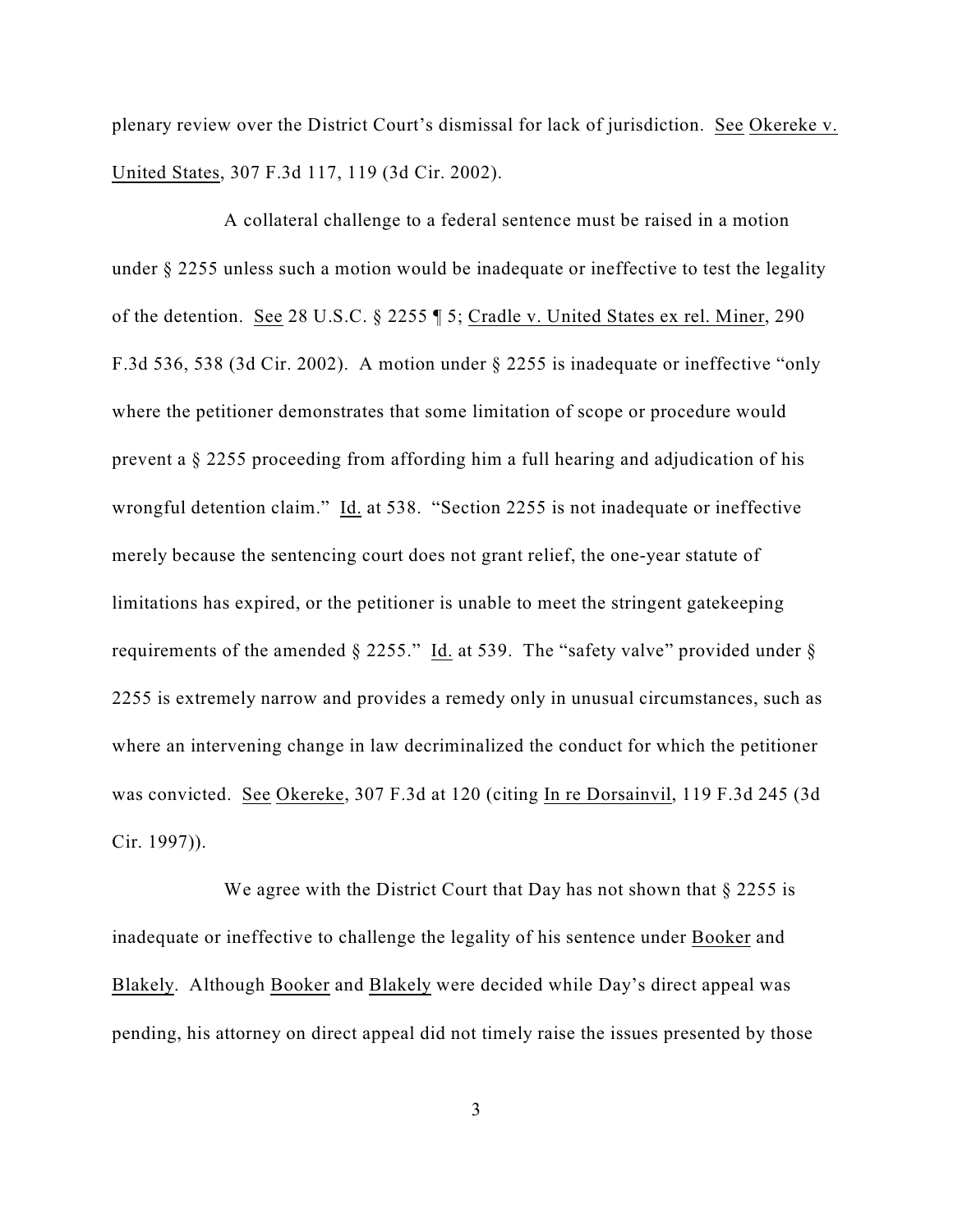plenary review over the District Court's dismissal for lack of jurisdiction. See Okereke v. United States, 307 F.3d 117, 119 (3d Cir. 2002).

A collateral challenge to a federal sentence must be raised in a motion under § 2255 unless such a motion would be inadequate or ineffective to test the legality of the detention. See 28 U.S.C. § 2255 ¶ 5; Cradle v. United States ex rel. Miner, 290 F.3d 536, 538 (3d Cir. 2002). A motion under § 2255 is inadequate or ineffective "only where the petitioner demonstrates that some limitation of scope or procedure would prevent a § 2255 proceeding from affording him a full hearing and adjudication of his wrongful detention claim." Id. at 538. "Section 2255 is not inadequate or ineffective merely because the sentencing court does not grant relief, the one-year statute of limitations has expired, or the petitioner is unable to meet the stringent gatekeeping requirements of the amended § 2255." Id. at 539. The "safety valve" provided under § 2255 is extremely narrow and provides a remedy only in unusual circumstances, such as where an intervening change in law decriminalized the conduct for which the petitioner was convicted. See Okereke, 307 F.3d at 120 (citing In re Dorsainvil, 119 F.3d 245 (3d Cir. 1997)).

We agree with the District Court that Day has not shown that § 2255 is inadequate or ineffective to challenge the legality of his sentence under Booker and Blakely. Although Booker and Blakely were decided while Day's direct appeal was pending, his attorney on direct appeal did not timely raise the issues presented by those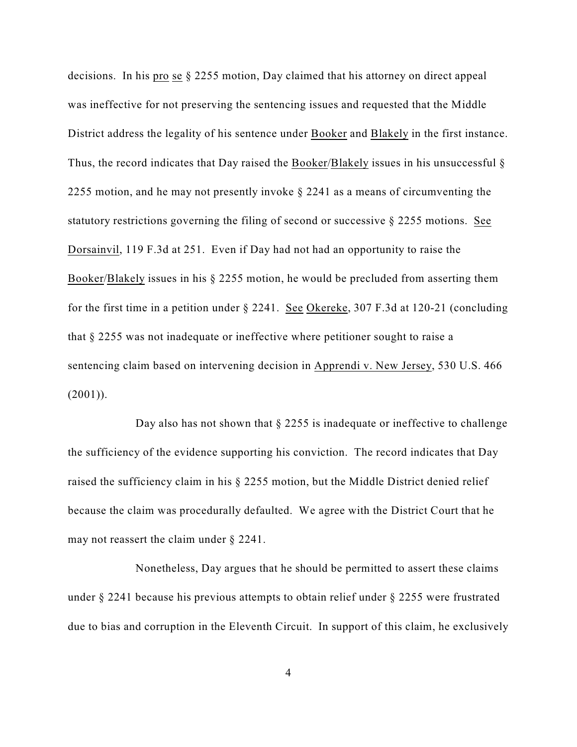decisions. In his pro se § 2255 motion, Day claimed that his attorney on direct appeal was ineffective for not preserving the sentencing issues and requested that the Middle District address the legality of his sentence under Booker and Blakely in the first instance. Thus, the record indicates that Day raised the Booker/Blakely issues in his unsuccessful § 2255 motion, and he may not presently invoke § 2241 as a means of circumventing the statutory restrictions governing the filing of second or successive § 2255 motions. See Dorsainvil, 119 F.3d at 251. Even if Day had not had an opportunity to raise the Booker/Blakely issues in his § 2255 motion, he would be precluded from asserting them for the first time in a petition under § 2241. See Okereke, 307 F.3d at 120-21 (concluding that § 2255 was not inadequate or ineffective where petitioner sought to raise a sentencing claim based on intervening decision in Apprendi v. New Jersey, 530 U.S. 466 (2001)).

Day also has not shown that § 2255 is inadequate or ineffective to challenge the sufficiency of the evidence supporting his conviction. The record indicates that Day raised the sufficiency claim in his § 2255 motion, but the Middle District denied relief because the claim was procedurally defaulted. We agree with the District Court that he may not reassert the claim under § 2241.

Nonetheless, Day argues that he should be permitted to assert these claims under § 2241 because his previous attempts to obtain relief under § 2255 were frustrated due to bias and corruption in the Eleventh Circuit. In support of this claim, he exclusively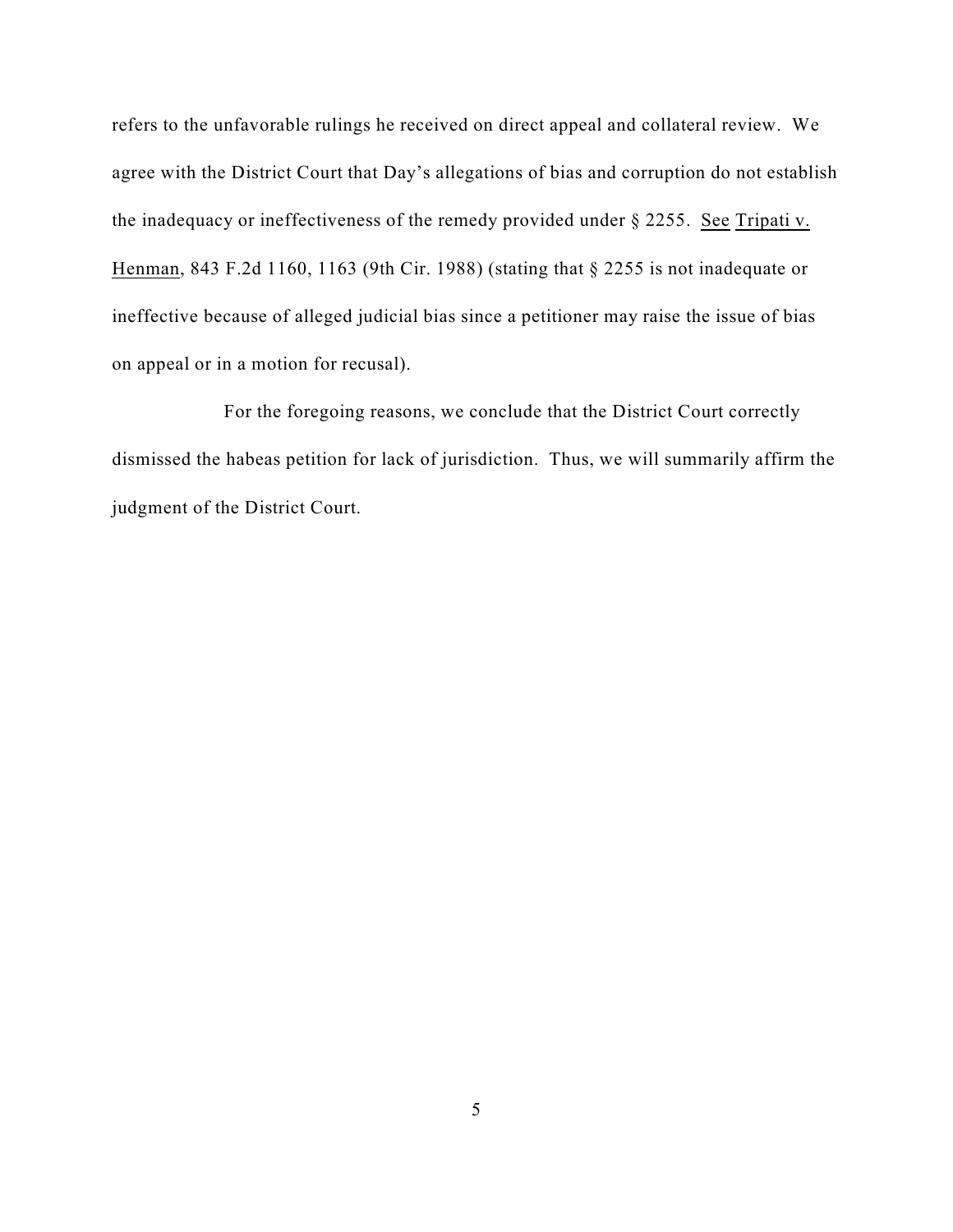refers to the unfavorable rulings he received on direct appeal and collateral review. We agree with the District Court that Day's allegations of bias and corruption do not establish the inadequacy or ineffectiveness of the remedy provided under § 2255. See Tripati v. Henman, 843 F.2d 1160, 1163 (9th Cir. 1988) (stating that § 2255 is not inadequate or ineffective because of alleged judicial bias since a petitioner may raise the issue of bias on appeal or in a motion for recusal).

For the foregoing reasons, we conclude that the District Court correctly dismissed the habeas petition for lack of jurisdiction. Thus, we will summarily affirm the judgment of the District Court.